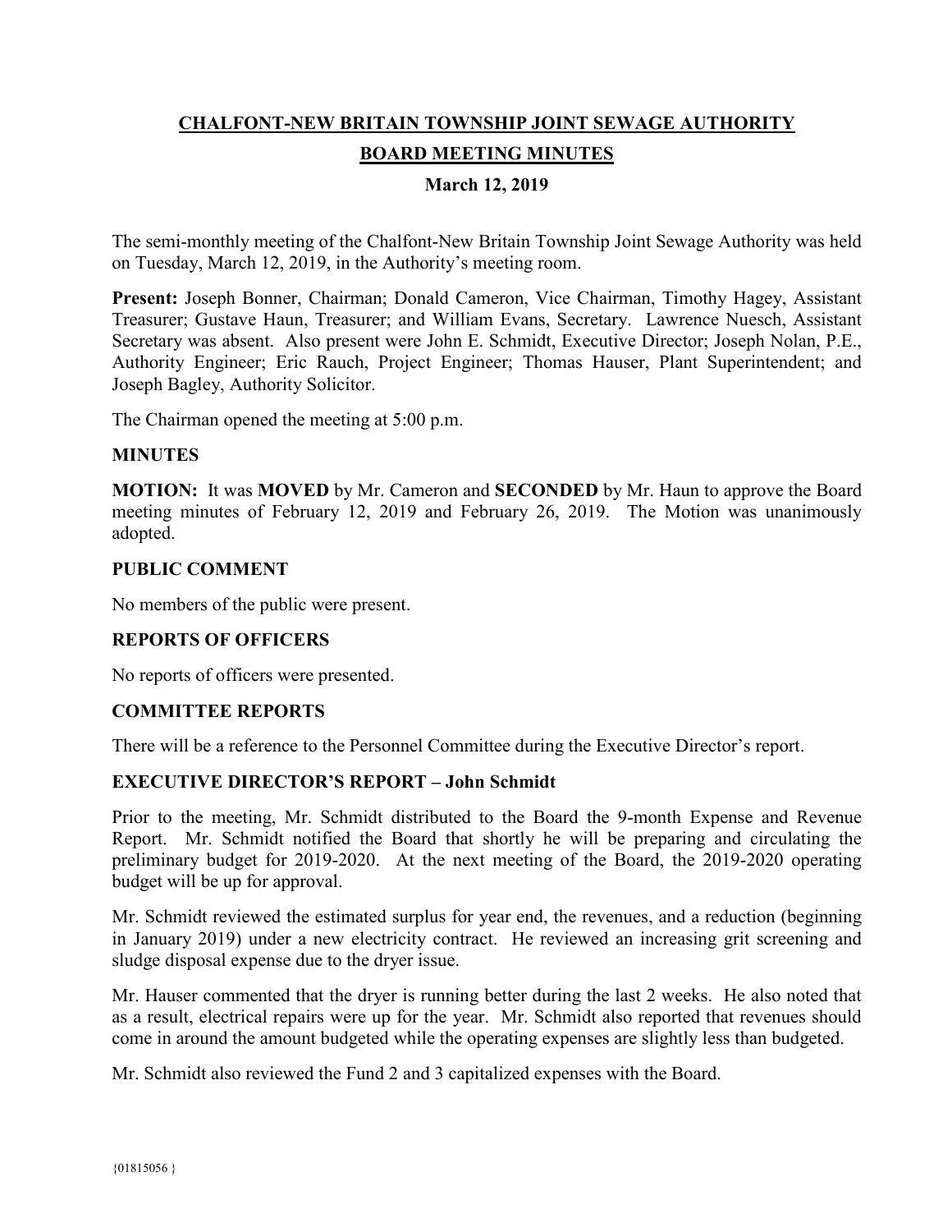# CHALFONT-NEW BRITAIN TOWNSHIP JOINT SEWAGE AUTHORITY

## BOARD MEETING MINUTES

### March 12, 2019

The semi-monthly meeting of the Chalfont-New Britain Township Joint Sewage Authority was held on Tuesday, March 12, 2019, in the Authority's meeting room.

**Present:** Joseph Bonner, Chairman; Donald Cameron, Vice Chairman, Timothy Hagey, Assistant Treasurer; Gustave Haun, Treasurer; and William Evans, Secretary. Lawrence Nuesch, Assistant Secretary was absent. Also present were John E. Schmidt, Executive Director; Joseph Nolan, P.E., Authority Engineer; Eric Rauch, Project Engineer; Thomas Hauser, Plant Superintendent; and Joseph Bagley, Authority Solicitor.

The Chairman opened the meeting at 5:00 p.m.

**MINUTES**

**MOTION:** It was **MOVED** by Mr. Cameron and **SECONDED** by Mr. Haun to approve the Board meeting minutes of February 12, 2019 and February 26, 2019. The Motion was unanimously adopted.

**PUBLIC COMMENT**

No members of the public were present.

**REPORTS OF OFFICERS**

No reports of officers were presented.

**COMMITTEE REPORTS**

There will be a reference to the Personnel Committee during the Executive Director's report.

**EXECUTIVE DIRECTOR'S REPORT – John Schmidt**

Prior to the meeting, Mr. Schmidt distributed to the Board the 9-month Expense and Revenue Report. Mr. Schmidt notified the Board that shortly he will be preparing and circulating the preliminary budget for 2019-2020. At the next meeting of the Board, the 2019-2020 operating budget will be up for approval.

Mr. Schmidt reviewed the estimated surplus for year end, the revenues, and a reduction (beginning in January 2019) under a new electricity contract. He reviewed an increasing grit screening and sludge disposal expense due to the dryer issue.

Mr. Hauser commented that the dryer is running better during the last 2 weeks. He also noted that as a result, electrical repairs were up for the year. Mr. Schmidt also reported that revenues should come in around the amount budgeted while the operating expenses are slightly less than budgeted.

Mr. Schmidt also reviewed the Fund 2 and 3 capitalized expenses with the Board.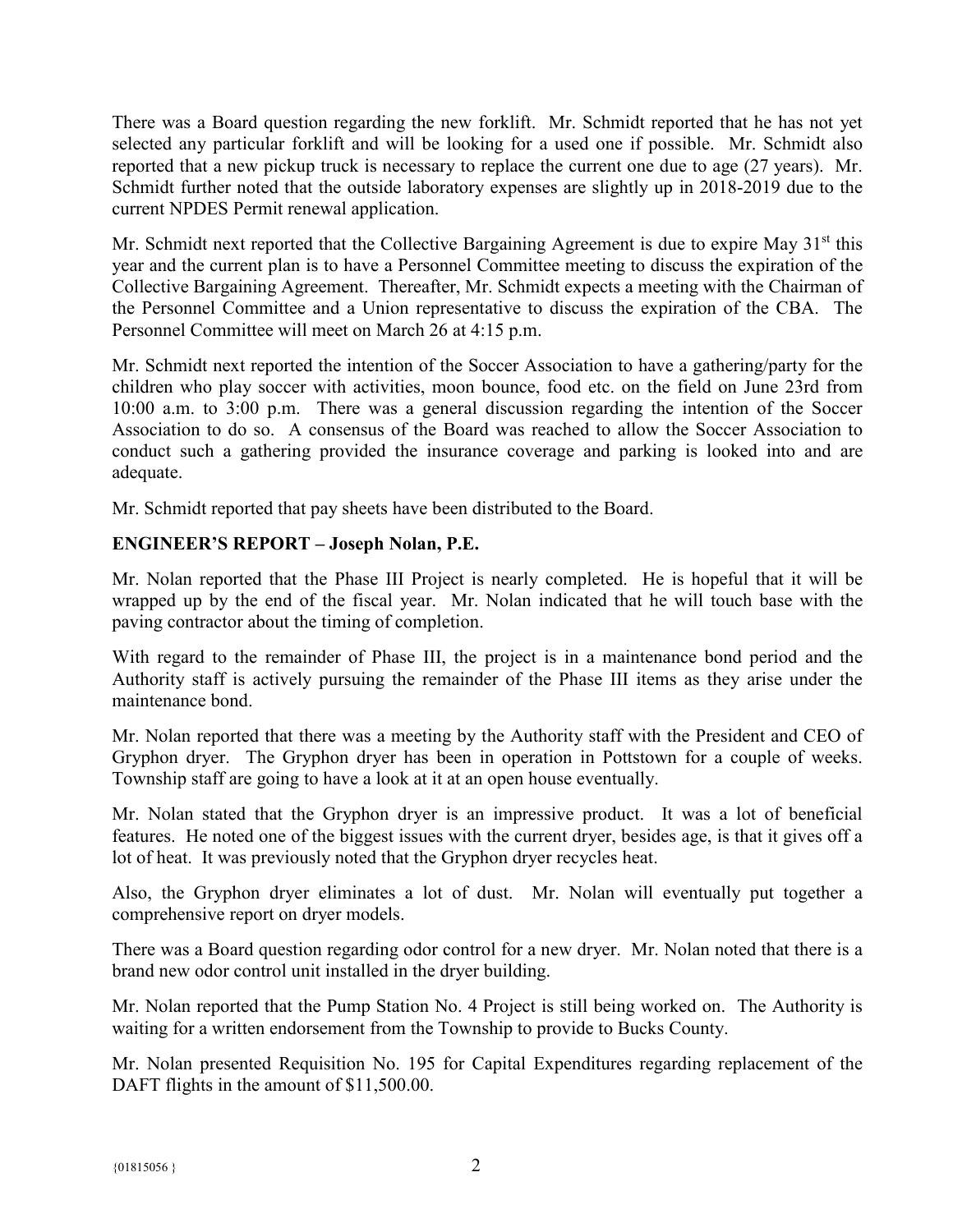There was a Board question regarding the new forklift. Mr. Schmidt reported that he has not yet selected any particular forklift and will be looking for a used one if possible. Mr. Schmidt also reported that a new pickup truck is necessary to replace the current one due to age (27 years). Mr. Schmidt further noted that the outside laboratory expenses are slightly up in 2018-2019 due to the current NPDES Permit renewal application.

Mr. Schmidt next reported that the Collective Bargaining Agreement is due to expire May 31st this year and the current plan is to have a Personnel Committee meeting to discuss the expiration of the Collective Bargaining Agreement. Thereafter, Mr. Schmidt expects a meeting with the Chairman of the Personnel Committee and a Union representative to discuss the expiration of the CBA. The Personnel Committee will meet on March 26 at 4:15 p.m.

Mr. Schmidt next reported the intention of the Soccer Association to have a gathering/party for the children who play soccer with activities, moon bounce, food etc. on the field on June 23rd from 10:00 a.m. to 3:00 p.m. There was a general discussion regarding the intention of the Soccer Association to do so. A consensus of the Board was reached to allow the Soccer Association to conduct such a gathering provided the insurance coverage and parking is looked into and are adequate.

Mr. Schmidt reported that pay sheets have been distributed to the Board.

**ENGINEER'S REPORT – Joseph Nolan, P.E.**

Mr. Nolan reported that the Phase III Project is nearly completed. He is hopeful that it will be wrapped up by the end of the fiscal year. Mr. Nolan indicated that he will touch base with the paving contractor about the timing of completion.

With regard to the remainder of Phase III, the project is in a maintenance bond period and the Authority staff is actively pursuing the remainder of the Phase III items as they arise under the maintenance bond.

Mr. Nolan reported that there was a meeting by the Authority staff with the President and CEO of Gryphon dryer. The Gryphon dryer has been in operation in Pottstown for a couple of weeks. Township staff are going to have a look at it at an open house eventually.

Mr. Nolan stated that the Gryphon dryer is an impressive product. It was a lot of beneficial features. He noted one of the biggest issues with the current dryer, besides age, is that it gives off a lot of heat. It was previously noted that the Gryphon dryer recycles heat.

Also, the Gryphon dryer eliminates a lot of dust. Mr. Nolan will eventually put together a comprehensive report on dryer models.

There was a Board question regarding odor control for a new dryer. Mr. Nolan noted that there is a brand new odor control unit installed in the dryer building.

Mr. Nolan reported that the Pump Station No. 4 Project is still being worked on. The Authority is waiting for a written endorsement from the Township to provide to Bucks County.

Mr. Nolan presented Requisition No. 195 for Capital Expenditures regarding replacement of the DAFT flights in the amount of $11,500.00.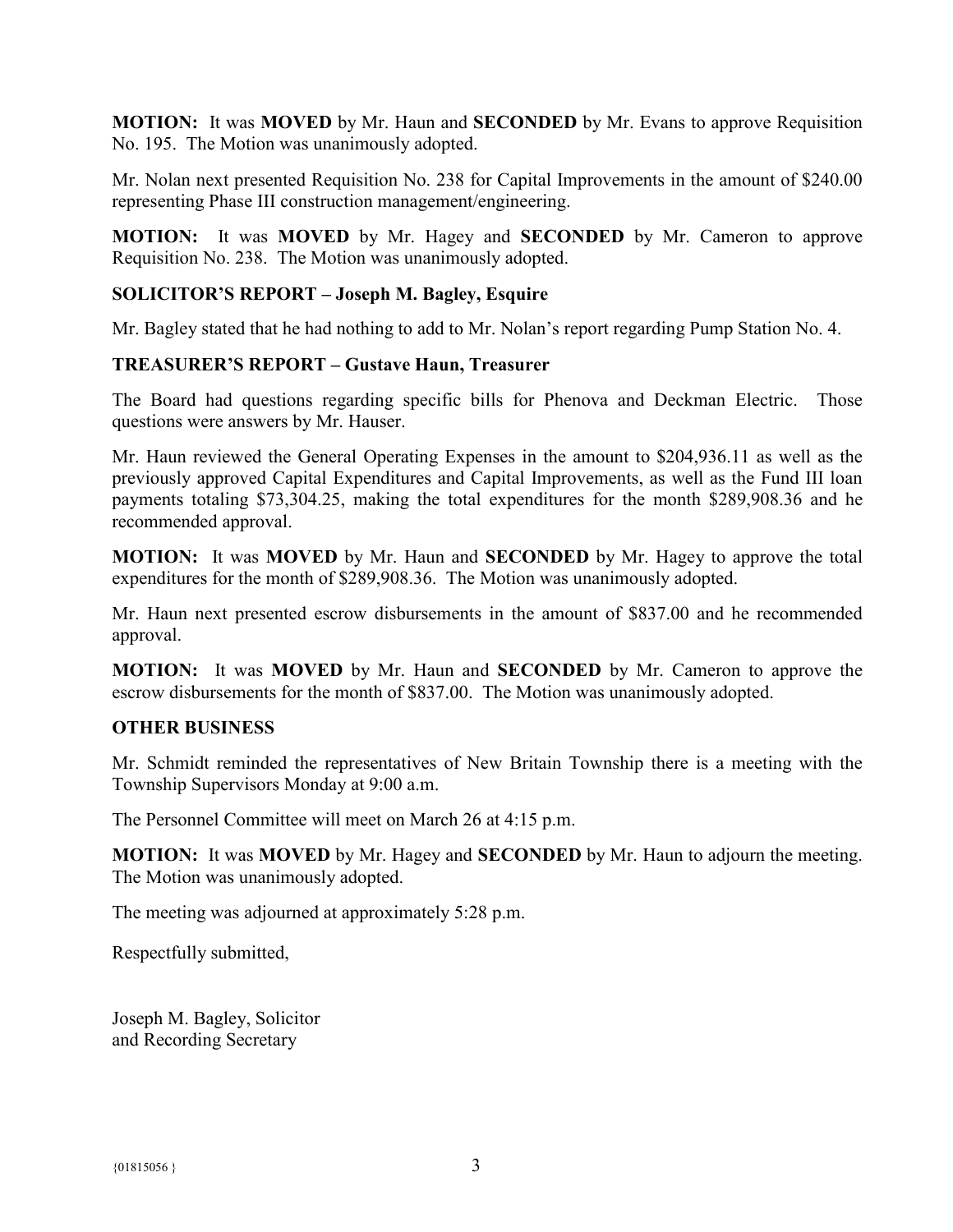**MOTION:** It was **MOVED** by Mr. Haun and **SECONDED** by Mr. Evans to approve Requisition No. 195. The Motion was unanimously adopted.

Mr. Nolan next presented Requisition No. 238 for Capital Improvements in the amount of $240.00 representing Phase III construction management/engineering.

**MOTION:** It was **MOVED** by Mr. Hagey and **SECONDED** by Mr. Cameron to approve Requisition No. 238. The Motion was unanimously adopted.

**SOLICITOR'S REPORT – Joseph M. Bagley, Esquire**

Mr. Bagley stated that he had nothing to add to Mr. Nolan's report regarding Pump Station No. 4.

**TREASURER'S REPORT – Gustave Haun, Treasurer**

The Board had questions regarding specific bills for Phenova and Deckman Electric. Those questions were answers by Mr. Hauser.

Mr. Haun reviewed the General Operating Expenses in the amount to $204,936.11 as well as the previously approved Capital Expenditures and Capital Improvements, as well as the Fund III loan payments totaling $73,304.25, making the total expenditures for the month $289,908.36 and he recommended approval.

**MOTION:** It was **MOVED** by Mr. Haun and **SECONDED** by Mr. Hagey to approve the total expenditures for the month of $289,908.36. The Motion was unanimously adopted.

Mr. Haun next presented escrow disbursements in the amount of $837.00 and he recommended approval.

**MOTION:** It was **MOVED** by Mr. Haun and **SECONDED** by Mr. Cameron to approve the escrow disbursements for the month of $837.00. The Motion was unanimously adopted.

**OTHER BUSINESS**

Mr. Schmidt reminded the representatives of New Britain Township there is a meeting with the Township Supervisors Monday at 9:00 a.m.

The Personnel Committee will meet on March 26 at 4:15 p.m.

**MOTION:** It was **MOVED** by Mr. Hagey and **SECONDED** by Mr. Haun to adjourn the meeting. The Motion was unanimously adopted.

The meeting was adjourned at approximately 5:28 p.m.

Respectfully submitted,

Joseph M. Bagley, Solicitor
and Recording Secretary

{01815056 }